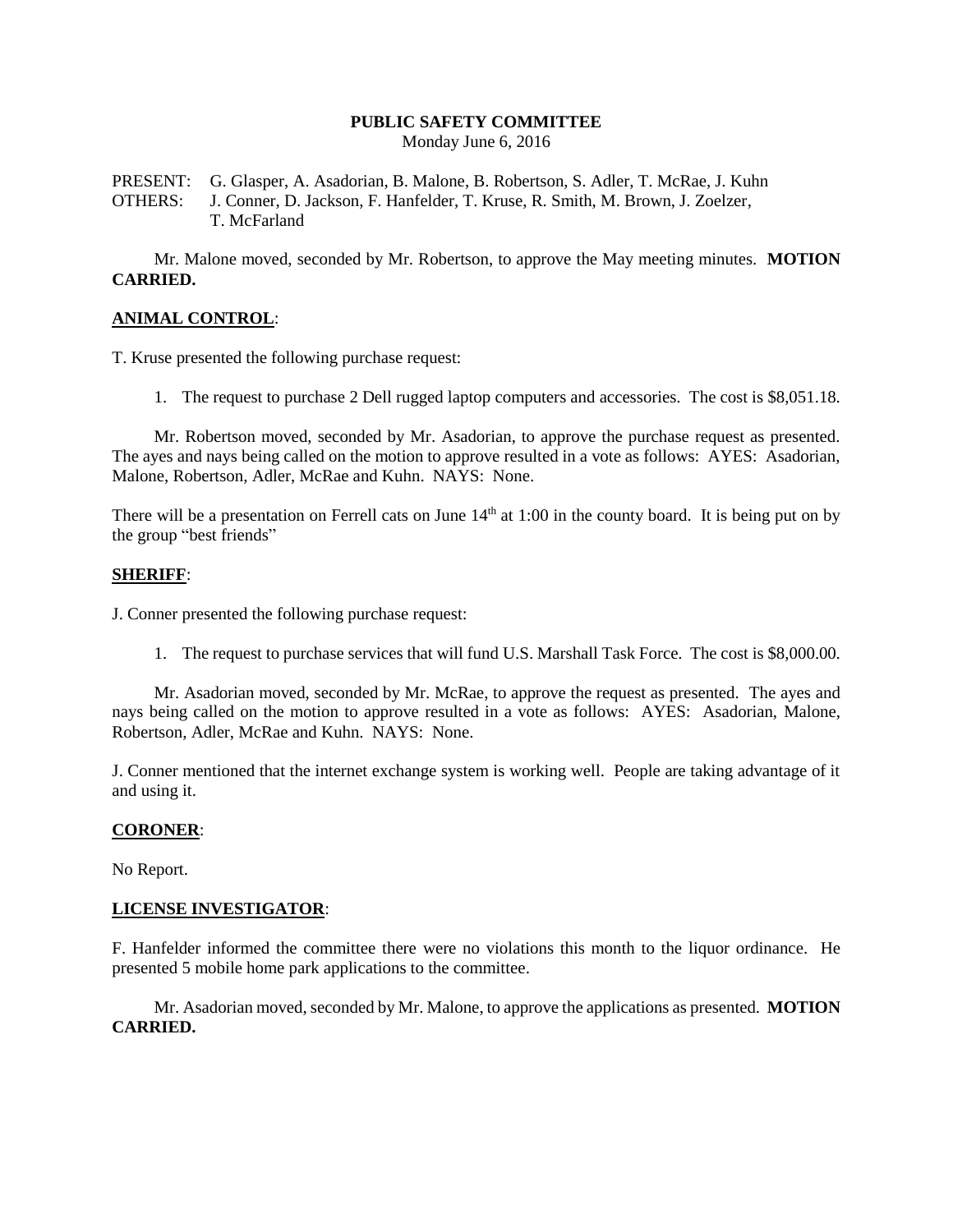# PUBLIC SAFETY COMMITTEE

Monday June 6, 2016

PRESENT: G. Glasper, A. Asadorian, B. Malone, B. Robertson, S. Adler, T. McRae, J. Kuhn
OTHERS: J. Conner, D. Jackson, F. Hanfelder, T. Kruse, R. Smith, M. Brown, J. Zoelzer, T. McFarland

Mr. Malone moved, seconded by Mr. Robertson, to approve the May meeting minutes. **MOTION CARRIED.**

## ANIMAL CONTROL:

T. Kruse presented the following purchase request:

1. The request to purchase 2 Dell rugged laptop computers and accessories. The cost is $8,051.18.

Mr. Robertson moved, seconded by Mr. Asadorian, to approve the purchase request as presented. The ayes and nays being called on the motion to approve resulted in a vote as follows: AYES: Asadorian, Malone, Robertson, Adler, McRae and Kuhn. NAYS: None.

There will be a presentation on Ferrell cats on June 14th at 1:00 in the county board. It is being put on by the group "best friends"

## SHERIFF:

J. Conner presented the following purchase request:

1. The request to purchase services that will fund U.S. Marshall Task Force. The cost is $8,000.00.

Mr. Asadorian moved, seconded by Mr. McRae, to approve the request as presented. The ayes and nays being called on the motion to approve resulted in a vote as follows: AYES: Asadorian, Malone, Robertson, Adler, McRae and Kuhn. NAYS: None.

J. Conner mentioned that the internet exchange system is working well. People are taking advantage of it and using it.

## CORONER:

No Report.

## LICENSE INVESTIGATOR:

F. Hanfelder informed the committee there were no violations this month to the liquor ordinance. He presented 5 mobile home park applications to the committee.

Mr. Asadorian moved, seconded by Mr. Malone, to approve the applications as presented. **MOTION CARRIED.**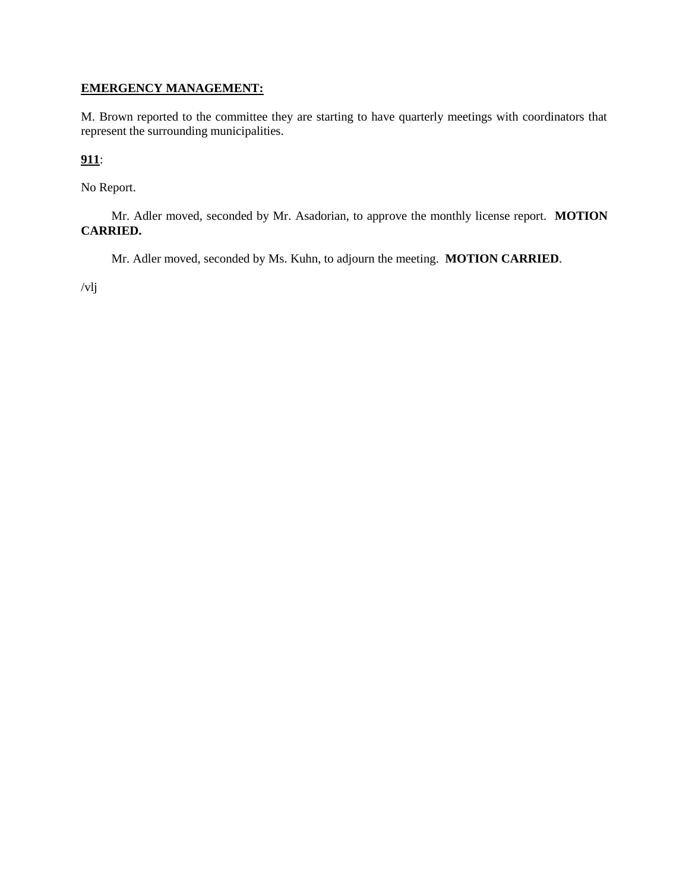**<u>EMERGENCY MANAGEMENT:</u>**

M. Brown reported to the committee they are starting to have quarterly meetings with coordinators that represent the surrounding municipalities.

**<u>911</u>**:

No Report.

Mr. Adler moved, seconded by Mr. Asadorian, to approve the monthly license report. **MOTION CARRIED.**

Mr. Adler moved, seconded by Ms. Kuhn, to adjourn the meeting. **MOTION CARRIED**.

/vlj